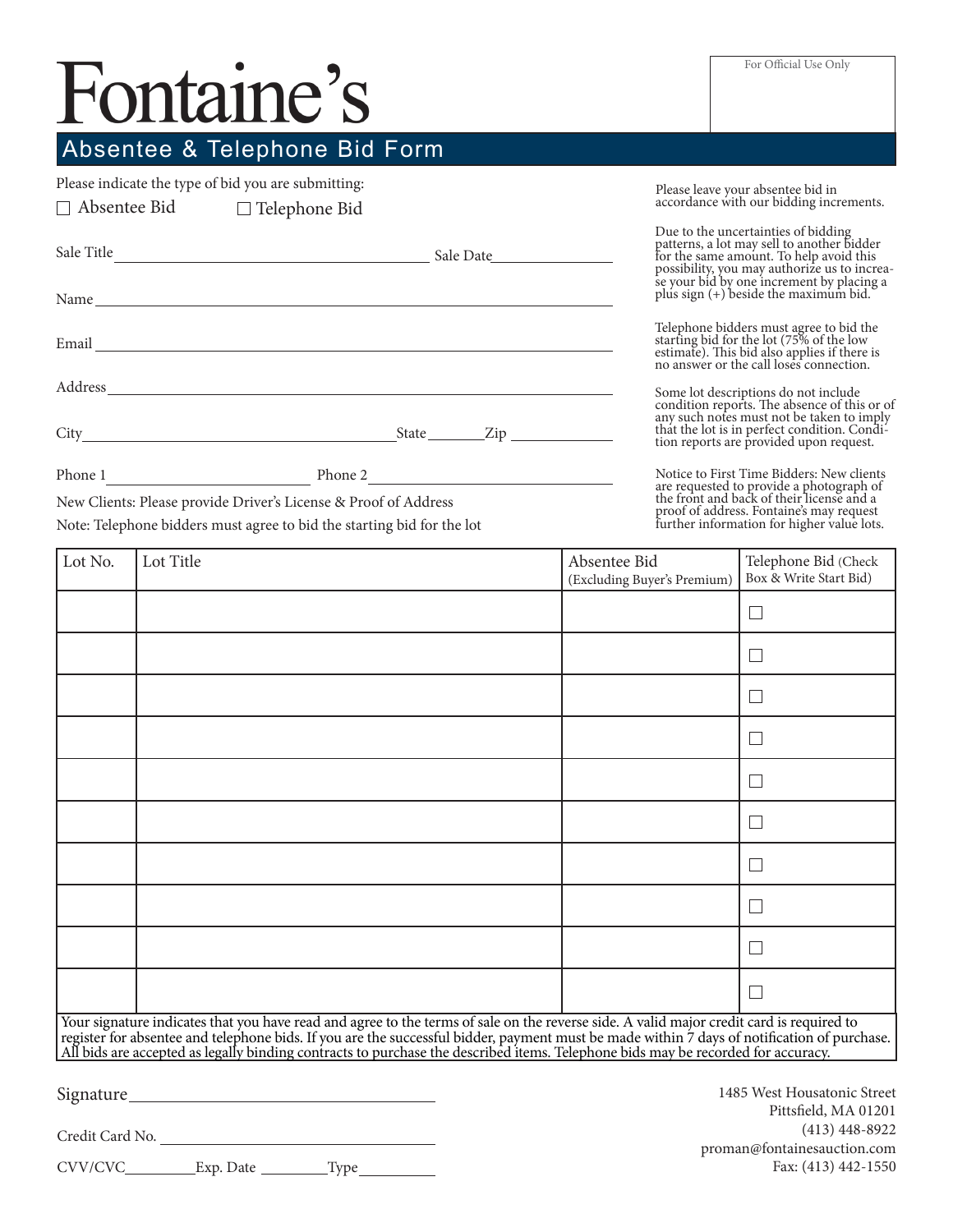# Fontaine's

For Official Use Only

## Absentee & Telephone Bid Form

Please indicate the type of bid you are submitting:

☐ Absentee Bid ☐ Telephone Bid

Sale Title ______________________ Sale Date ______________

Name ______________________

Email ______________________

Address ______________________

City ______________________ State ________ Zip ________

Phone 1 ______________________ Phone 2 ______________________

New Clients: Please provide Driver's License & Proof of Address

Note: Telephone bidders must agree to bid the starting bid for the lot

Please leave your absentee bid in accordance with our bidding increments.

Due to the uncertainties of bidding patterns, a lot may sell to another bidder for the same amount. To help avoid this possibility, you may authorize us to increase your bid by one increment by placing a plus sign (+) beside the maximum bid.

Telephone bidders must agree to bid the starting bid for the lot (75% of the low estimate). This bid also applies if there is no answer or the call loses connection.

Some lot descriptions do not include condition reports. The absence of this or of any such notes must not be taken to imply that the lot is in perfect condition. Condition reports are provided upon request.

Notice to First Time Bidders: New clients are requested to provide a photograph of the front and back of their license and a proof of address. Fontaine's may request further information for higher value lots.

| Lot No. | Lot Title | Absentee Bid (Excluding Buyer's Premium) | Telephone Bid (Check Box & Write Start Bid) |
|---|---|---|---|
| | | | ☐ |
| | | | ☐ |
| | | | ☐ |
| | | | ☐ |
| | | | ☐ |
| | | | ☐ |
| | | | ☐ |
| | | | ☐ |
| | | | ☐ |
| | | | ☐ |

Your signature indicates that you have read and agree to the terms of sale on the reverse side. A valid major credit card is required to register for absentee and telephone bids. If you are the successful bidder, payment must be made within 7 days of notification of purchase. All bids are accepted as legally binding contracts to purchase the described items. Telephone bids may be recorded for accuracy.

Signature ______________________

Credit Card No. ______________________

CVV/CVC ________ Exp. Date ________ Type ________

1485 West Housatonic Street
Pittsfield, MA 01201
(413) 448-8922
proman@fontainesauction.com
Fax: (413) 442-1550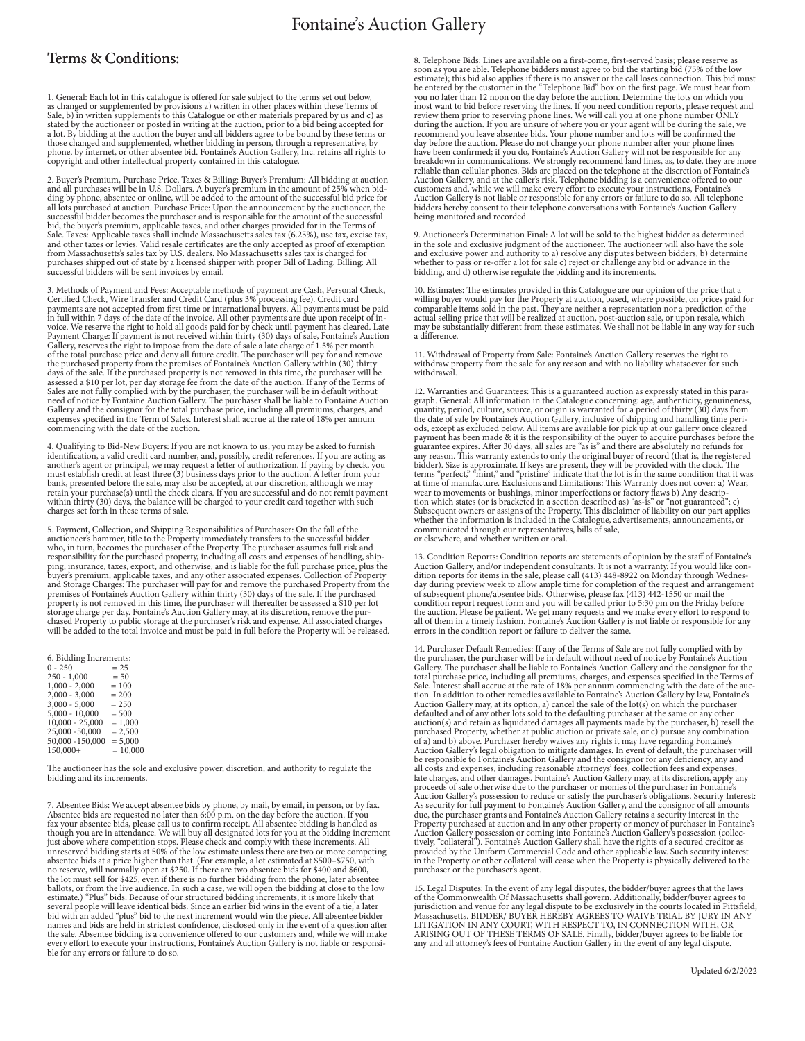# Fontaine's Auction Gallery

## Terms & Conditions:

1. General: Each lot in this catalogue is offered for sale subject to the terms set out below, as changed or supplemented by provisions a) written in other places within these Terms of Sale, b) in written supplements to this Catalogue or other materials prepared by us and c) as stated by the auctioneer or posted in writing at the auction, prior to a bid being accepted for a lot. By bidding at the auction the buyer and all bidders agree to be bound by these terms or those changed and supplemented, whether bidding in person, through a representative, by phone, by internet, or other absentee bid. Fontaine's Auction Gallery, Inc. retains all rights to copyright and other intellectual property contained in this catalogue.

2. Buyer's Premium, Purchase Price, Taxes & Billing: Buyer's Premium: All bidding at auction and all purchases will be in U.S. Dollars. A buyer's premium in the amount of 25% when bidding by phone, absentee or online, will be added to the amount of the successful bid price for all lots purchased at auction. Purchase Price: Upon the announcement by the auctioneer, the successful bidder becomes the purchaser and is responsible for the amount of the successful bid, the buyer's premium, applicable taxes, and other charges provided for in the Terms of Sale. Taxes: Applicable taxes shall include Massachusetts sales tax (6.25%), use tax, excise tax, and other taxes or levies. Valid resale certificates are the only accepted as proof of exemption from Massachusetts's sales tax by U.S. dealers. No Massachusetts sales tax is charged for purchases shipped out of state by a licensed shipper with proper Bill of Lading. Billing: All successful bidders will be sent invoices by email.

3. Methods of Payment and Fees: Acceptable methods of payment are Cash, Personal Check, Certified Check, Wire Transfer and Credit Card (plus 3% processing fee). Credit card payments are not accepted from first time or international buyers. All payments must be paid in full within 7 days of the date of the invoice. All other payments are due upon receipt of invoice. We reserve the right to hold all goods paid for by check until payment has cleared. Late Payment Charge: If payment is not received within thirty (30) days of sale, Fontaine's Auction Gallery, reserves the right to impose from the date of sale a late charge of 1.5% per month of the total purchase price and deny all future credit. The purchaser will pay for and remove the purchased property from the premises of Fontaine's Auction Gallery within (30) thirty days of the sale. If the purchased property is not removed in this time, the purchaser will be assessed a $10 per lot, per day storage fee from the date of the auction. If any of the Terms of Sales are not fully complied with by the purchaser, the purchaser will be in default without need of notice by Fontaine Auction Gallery. The purchaser shall be liable to Fontaine Auction Gallery and the consignor for the total purchase price, including all premiums, charges, and expenses specified in the Term of Sales. Interest shall accrue at the rate of 18% per annum commencing with the date of the auction.

4. Qualifying to Bid-New Buyers: If you are not known to us, you may be asked to furnish identification, a valid credit card number, and, possibly, credit references. If you are acting as another's agent or principal, we may request a letter of authorization. If paying by check, you must establish credit at least three (3) business days prior to the auction. A letter from your bank, presented before the sale, may also be accepted, at our discretion, although we may retain your purchase(s) until the check clears. If you are successful and do not remit payment within thirty (30) days, the balance will be charged to your credit card together with such charges set forth in these terms of sale.

5. Payment, Collection, and Shipping Responsibilities of Purchaser: On the fall of the auctioneer's hammer, title to the Property immediately transfers to the successful bidder who, in turn, becomes the purchaser of the Property. The purchaser assumes full risk and responsibility for the purchased property, including all costs and expenses of handling, shipping, insurance, taxes, export, and otherwise, and is liable for the full purchase price, plus the buyer's premium, applicable taxes, and any other associated expenses. Collection of Property and Storage Charges: The purchaser will pay for and remove the purchased Property from the premises of Fontaine's Auction Gallery within thirty (30) days of the sale. If the purchased property is not removed in this time, the purchaser will thereafter be assessed a $10 per lot storage charge per day. Fontaine's Auction Gallery may, at its discretion, remove the purchased Property to public storage at the purchaser's risk and expense. All associated charges will be added to the total invoice and must be paid in full before the Property will be released.

6. Bidding Increments:

| | |
|---|---|
| 0 - 250 | = 25 |
| 250 - 1,000 | = 50 |
| 1,000 - 2,000 | = 100 |
| 2,000 - 3,000 | = 200 |
| 3,000 - 5,000 | = 250 |
| 5,000 - 10,000 | = 500 |
| 10,000 - 25,000 | = 1,000 |
| 25,000 -50,000 | = 2,500 |
| 50,000 -150,000 | = 5,000 |
| 150,000+ | = 10,000 |

The auctioneer has the sole and exclusive power, discretion, and authority to regulate the bidding and its increments.

7. Absentee Bids: We accept absentee bids by phone, by mail, by email, in person, or by fax. Absentee bids are requested no later than 6:00 p.m. on the day before the auction. If you fax your absentee bids, please call us to confirm receipt. All absentee bidding is handled as though you are in attendance. We will buy all designated lots for you at the bidding increment just above where competition stops. Please check and comply with these increments. All unreserved bidding starts at 50% of the low estimate unless there are two or more competing absentee bids at a price higher than that. (For example, a lot estimated at $500–$750, with no reserve, will normally open at $250. If there are two absentee bids for $400 and $600, the lot must sell for $425, even if there is no further bidding from the phone, later absentee ballots, or from the live audience. In such a case, we will open the bidding at close to the low estimate.) "Plus" bids: Because of our structured bidding increments, it is more likely that several people will leave identical bids. Since an earlier bid wins in the event of a tie, a later bid with an added "plus" bid to the next increment would win the piece. All absentee bidder names and bids are held in strictest confidence, disclosed only in the event of a question after the sale. Absentee bidding is a convenience offered to our customers and, while we will make every effort to execute your instructions, Fontaine's Auction Gallery is not liable or responsible for any errors or failure to do so.

8. Telephone Bids: Lines are available on a first-come, first-served basis; please reserve as soon as you are able. Telephone bidders must agree to bid the starting bid (75% of the low estimate); this bid also applies if there is no answer or the call loses connection. This bid must be entered by the customer in the "Telephone Bid" box on the first page. We must hear from you no later than 12 noon on the day before the auction. Determine the lots on which you most want to bid before reserving the lines. If you need condition reports, please request and review them prior to reserving phone lines. We will call you at one phone number ONLY during the auction. If you are unsure of where you or your agent will be during the sale, we recommend you leave absentee bids. Your phone number and lots will be confirmed the day before the auction. Please do not change your phone number after your phone lines have been confirmed; if you do, Fontaine's Auction Gallery will not be responsible for any breakdown in communications. We strongly recommend land lines, as, to date, they are more reliable than cellular phones. Bids are placed on the telephone at the discretion of Fontaine's Auction Gallery, and at the caller's risk. Telephone bidding is a convenience offered to our customers and, while we will make every effort to execute your instructions, Fontaine's Auction Gallery is not liable or responsible for any errors or failure to do so. All telephone bidders hereby consent to their telephone conversations with Fontaine's Auction Gallery being monitored and recorded.

9. Auctioneer's Determination Final: A lot will be sold to the highest bidder as determined in the sole and exclusive judgment of the auctioneer. The auctioneer will also have the sole and exclusive power and authority to a) resolve any disputes between bidders, b) determine whether to pass or re-offer a lot for sale c) reject or challenge any bid or advance in the bidding, and d) otherwise regulate the bidding and its increments.

10. Estimates: The estimates provided in this Catalogue are our opinion of the price that a willing buyer would pay for the Property at auction, based, where possible, on prices paid for comparable items sold in the past. They are neither a representation nor a prediction of the actual selling price that will be realized at auction, post-auction sale, or upon resale, which may be substantially different from these estimates. We shall not be liable in any way for such a difference.

11. Withdrawal of Property from Sale: Fontaine's Auction Gallery reserves the right to withdraw property from the sale for any reason and with no liability whatsoever for such withdrawal.

12. Warranties and Guarantees: This is a guaranteed auction as expressly stated in this paragraph. General: All information in the Catalogue concerning: age, authenticity, genuineness, quantity, period, culture, source, or origin is warranted for a period of thirty (30) days from the date of sale by Fontaine's Auction Gallery, inclusive of shipping and handling time periods, except as excluded below. All items are available for pick up at our gallery once cleared payment has been made & it is the responsibility of the buyer to acquire purchases before the guarantee expires. After 30 days, all sales are "as is" and there are absolutely no refunds for any reason. This warranty extends to only the original buyer of record (that is, the registered bidder). Size is approximate. If keys are present, they will be provided with the clock. The terms "perfect," "mint," and "pristine" indicate that the lot is in the same condition that it was at time of manufacture. Exclusions and Limitations: This Warranty does not cover: a) Wear, wear to movements or bushings, minor imperfections or factory flaws b) Any description which states (or is bracketed in a section described as) "as-is" or "not guaranteed"; c) Subsequent owners or assigns of the Property. This disclaimer of liability on our part applies whether the information is included in the Catalogue, advertisements, announcements, or communicated through our representatives, bills of sale,
or elsewhere, and whether written or oral.

13. Condition Reports: Condition reports are statements of opinion by the staff of Fontaine's Auction Gallery, and/or independent consultants. It is not a warranty. If you would like condition reports for items in the sale, please call (413) 448-8922 on Monday through Wednesday during preview week to allow ample time for completion of the request and arrangement of subsequent phone/absentee bids. Otherwise, please fax (413) 442-1550 or mail the condition report request form and you will be called prior to 5:30 pm on the Friday before the auction. Please be patient. We get many requests and we make every effort to respond to all of them in a timely fashion. Fontaine's Auction Gallery is not liable or responsible for any errors in the condition report or failure to deliver the same.

14. Purchaser Default Remedies: If any of the Terms of Sale are not fully complied with by the purchaser, the purchaser will be in default without need of notice by Fontaine's Auction Gallery. The purchaser shall be liable to Fontaine's Auction Gallery and the consignor for the total purchase price, including all premiums, charges, and expenses specified in the Terms of Sale. Interest shall accrue at the rate of 18% per annum commencing with the date of the auction. In addition to other remedies available to Fontaine's Auction Gallery by law, Fontaine's Auction Gallery may, at its option, a) cancel the sale of the lot(s) on which the purchaser defaulted and of any other lots sold to the defaulting purchaser at the same or any other auction(s) and retain as liquidated damages all payments made by the purchaser, b) resell the purchased Property, whether at public auction or private sale, or c) pursue any combination of a) and b) above. Purchaser hereby waives any rights it may have regarding Fontaine's Auction Gallery's legal obligation to mitigate damages. In event of default, the purchaser will be responsible to Fontaine's Auction Gallery and the consignor for any deficiency, any and all costs and expenses, including reasonable attorneys' fees, collection fees and expenses, late charges, and other damages. Fontaine's Auction Gallery may, at its discretion, apply any proceeds of sale otherwise due to the purchaser or monies of the purchaser in Fontaine's Auction Gallery's possession to reduce or satisfy the purchaser's obligations. Security Interest: As security for full payment to Fontaine's Auction Gallery, and the consignor of all amounts due, the purchaser grants and Fontaine's Auction Gallery retains a security interest in the Property purchased at auction and in any other property or money of purchaser in Fontaine's Auction Gallery possession or coming into Fontaine's Auction Gallery's possession (collectively, "collateral"). Fontaine's Auction Gallery shall have the rights of a secured creditor as provided by the Uniform Commercial Code and other applicable law. Such security interest in the Property or other collateral will cease when the Property is physically delivered to the purchaser or the purchaser's agent.

15. Legal Disputes: In the event of any legal disputes, the bidder/buyer agrees that the laws of the Commonwealth Of Massachusetts shall govern. Additionally, bidder/buyer agrees to jurisdiction and venue for any legal dispute to be exclusively in the courts located in Pittsfield, Massachusetts. BIDDER/ BUYER HEREBY AGREES TO WAIVE TRIAL BY JURY IN ANY LITIGATION IN ANY COURT, WITH RESPECT TO, IN CONNECTION WITH, OR ARISING OUT OF THESE TERMS OF SALE. Finally, bidder/buyer agrees to be liable for any and all attorney's fees of Fontaine Auction Gallery in the event of any legal dispute.

Updated 6/2/2022